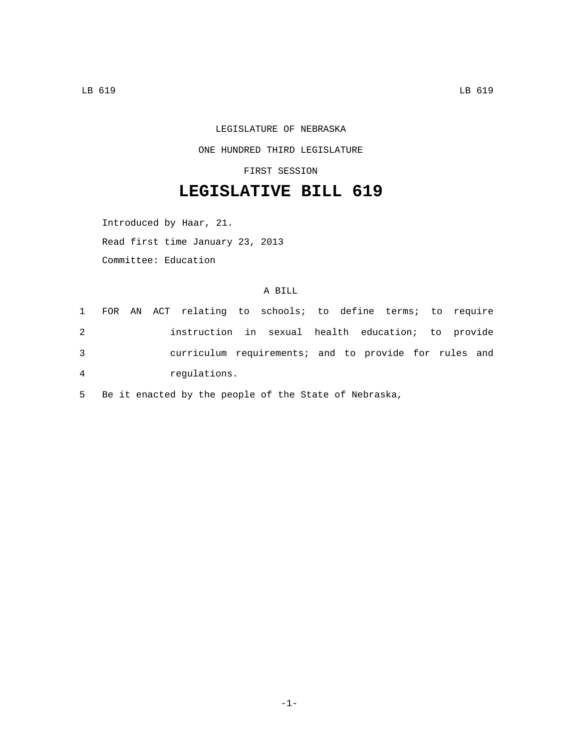LEGISLATURE OF NEBRASKA

ONE HUNDRED THIRD LEGISLATURE

FIRST SESSION

# LEGISLATIVE BILL 619

Introduced by Haar, 21.

Read first time January 23, 2013

Committee: Education

A BILL

1 FOR AN ACT relating to schools; to define terms; to require
2 instruction in sexual health education; to provide
3 curriculum requirements; and to provide for rules and
4 regulations.
5 Be it enacted by the people of the State of Nebraska,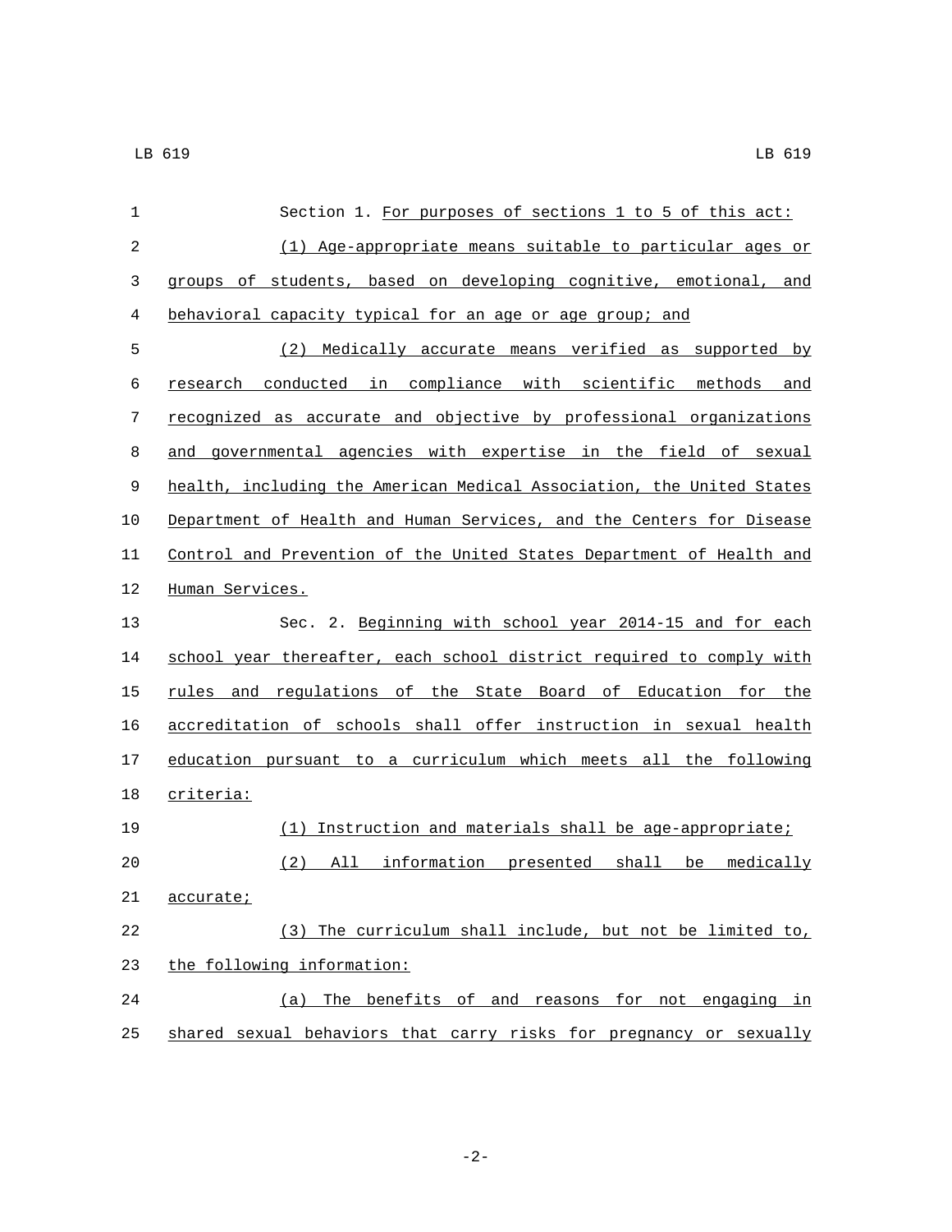Section 1. For purposes of sections 1 to 5 of this act:

(1) Age-appropriate means suitable to particular ages or groups of students, based on developing cognitive, emotional, and behavioral capacity typical for an age or age group; and

(2) Medically accurate means verified as supported by research conducted in compliance with scientific methods and recognized as accurate and objective by professional organizations and governmental agencies with expertise in the field of sexual health, including the American Medical Association, the United States Department of Health and Human Services, and the Centers for Disease Control and Prevention of the United States Department of Health and Human Services.

Sec. 2. Beginning with school year 2014-15 and for each school year thereafter, each school district required to comply with rules and regulations of the State Board of Education for the accreditation of schools shall offer instruction in sexual health education pursuant to a curriculum which meets all the following criteria:

(1) Instruction and materials shall be age-appropriate;

(2) All information presented shall be medically accurate;

(3) The curriculum shall include, but not be limited to, the following information:

(a) The benefits of and reasons for not engaging in shared sexual behaviors that carry risks for pregnancy or sexually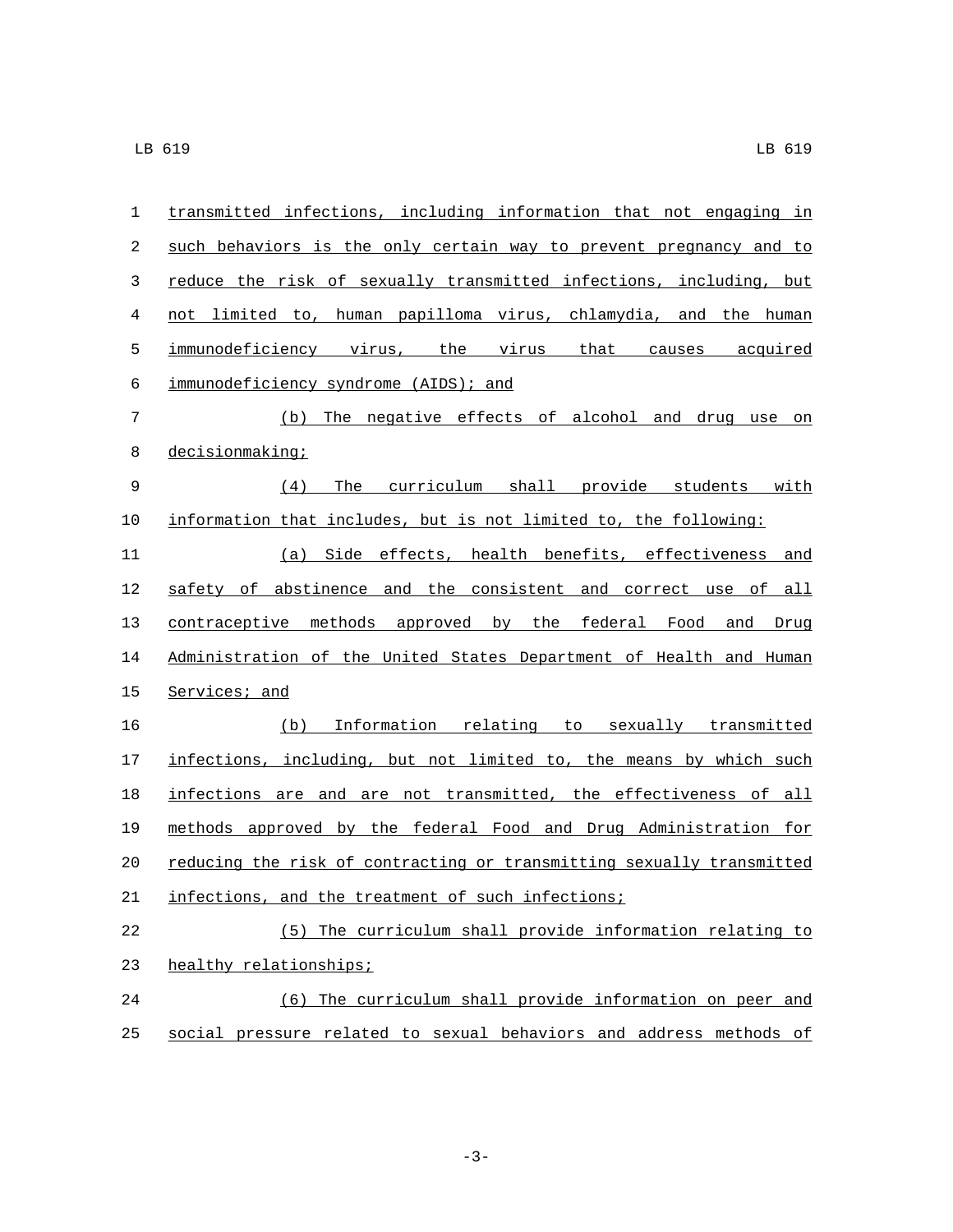transmitted infections, including information that not engaging in such behaviors is the only certain way to prevent pregnancy and to reduce the risk of sexually transmitted infections, including, but not limited to, human papilloma virus, chlamydia, and the human immunodeficiency virus, the virus that causes acquired immunodeficiency syndrome (AIDS); and

(b) The negative effects of alcohol and drug use on decisionmaking;

(4) The curriculum shall provide students with information that includes, but is not limited to, the following:

(a) Side effects, health benefits, effectiveness and safety of abstinence and the consistent and correct use of all contraceptive methods approved by the federal Food and Drug Administration of the United States Department of Health and Human Services; and

(b) Information relating to sexually transmitted infections, including, but not limited to, the means by which such infections are and are not transmitted, the effectiveness of all methods approved by the federal Food and Drug Administration for reducing the risk of contracting or transmitting sexually transmitted infections, and the treatment of such infections;

(5) The curriculum shall provide information relating to healthy relationships;

(6) The curriculum shall provide information on peer and social pressure related to sexual behaviors and address methods of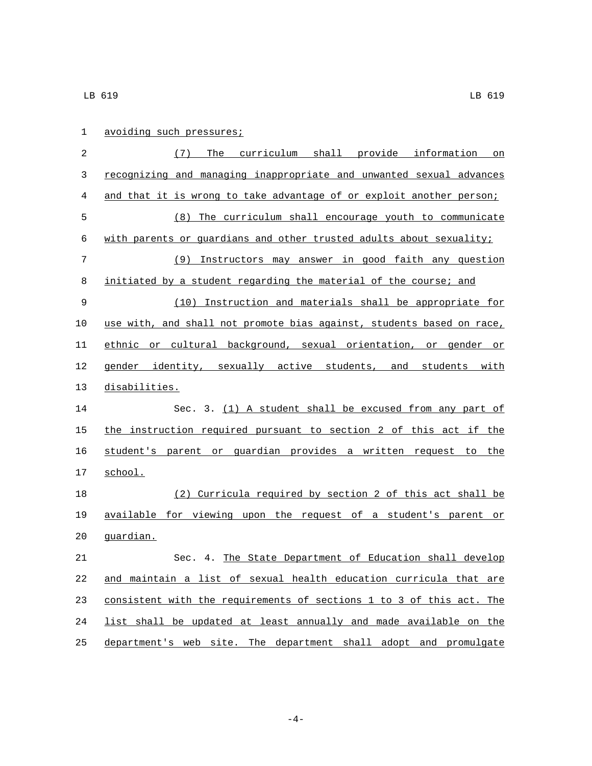avoiding such pressures;

(7) The curriculum shall provide information on recognizing and managing inappropriate and unwanted sexual advances and that it is wrong to take advantage of or exploit another person;

(8) The curriculum shall encourage youth to communicate with parents or guardians and other trusted adults about sexuality;

(9) Instructors may answer in good faith any question initiated by a student regarding the material of the course; and

(10) Instruction and materials shall be appropriate for use with, and shall not promote bias against, students based on race, ethnic or cultural background, sexual orientation, or gender or gender identity, sexually active students, and students with disabilities.

Sec. 3. (1) A student shall be excused from any part of the instruction required pursuant to section 2 of this act if the student's parent or guardian provides a written request to the school.

(2) Curricula required by section 2 of this act shall be available for viewing upon the request of a student's parent or guardian.

Sec. 4. The State Department of Education shall develop and maintain a list of sexual health education curricula that are consistent with the requirements of sections 1 to 3 of this act. The list shall be updated at least annually and made available on the department's web site. The department shall adopt and promulgate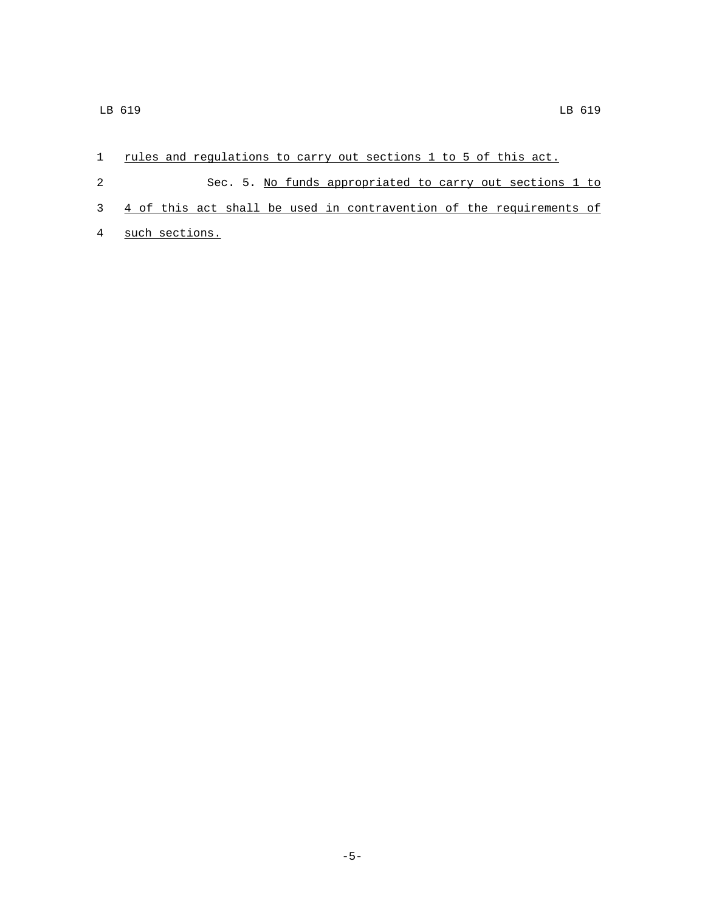rules and regulations to carry out sections 1 to 5 of this act.

Sec. 5. No funds appropriated to carry out sections 1 to 4 of this act shall be used in contravention of the requirements of such sections.